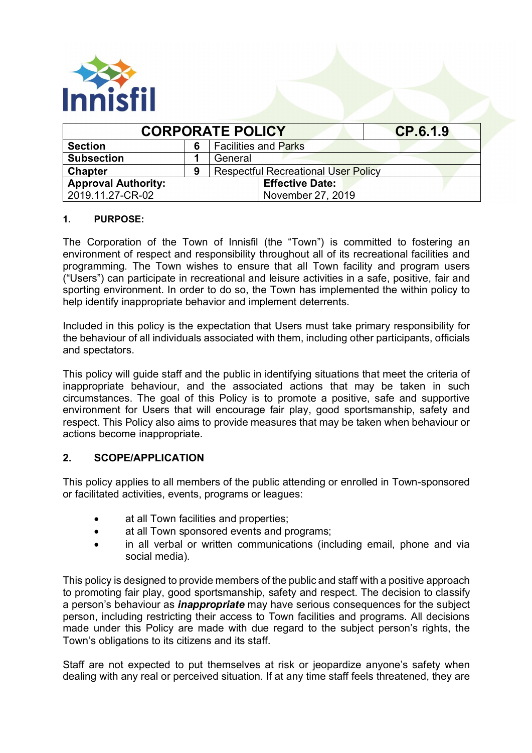Innisfil

| CORPORATE POLICY | | | CP.6.1.9 |
|---|---|---|---|
| **Section** | **6** | Facilities and Parks | |
| **Subsection** | **1** | General | |
| **Chapter** | **9** | Respectful Recreational User Policy | |
| **Approval Authority:** 2019.11.27-CR-02 | | **Effective Date:** November 27, 2019 | |

## 1. PURPOSE:

The Corporation of the Town of Innisfil (the "Town") is committed to fostering an environment of respect and responsibility throughout all of its recreational facilities and programming. The Town wishes to ensure that all Town facility and program users ("Users") can participate in recreational and leisure activities in a safe, positive, fair and sporting environment. In order to do so, the Town has implemented the within policy to help identify inappropriate behavior and implement deterrents.

Included in this policy is the expectation that Users must take primary responsibility for the behaviour of all individuals associated with them, including other participants, officials and spectators.

This policy will guide staff and the public in identifying situations that meet the criteria of inappropriate behaviour, and the associated actions that may be taken in such circumstances. The goal of this Policy is to promote a positive, safe and supportive environment for Users that will encourage fair play, good sportsmanship, safety and respect. This Policy also aims to provide measures that may be taken when behaviour or actions become inappropriate.

## 2. SCOPE/APPLICATION

This policy applies to all members of the public attending or enrolled in Town-sponsored or facilitated activities, events, programs or leagues:

- at all Town facilities and properties;
- at all Town sponsored events and programs;
- in all verbal or written communications (including email, phone and via social media).

This policy is designed to provide members of the public and staff with a positive approach to promoting fair play, good sportsmanship, safety and respect. The decision to classify a person's behaviour as ***inappropriate*** may have serious consequences for the subject person, including restricting their access to Town facilities and programs. All decisions made under this Policy are made with due regard to the subject person's rights, the Town's obligations to its citizens and its staff.

Staff are not expected to put themselves at risk or jeopardize anyone's safety when dealing with any real or perceived situation. If at any time staff feels threatened, they are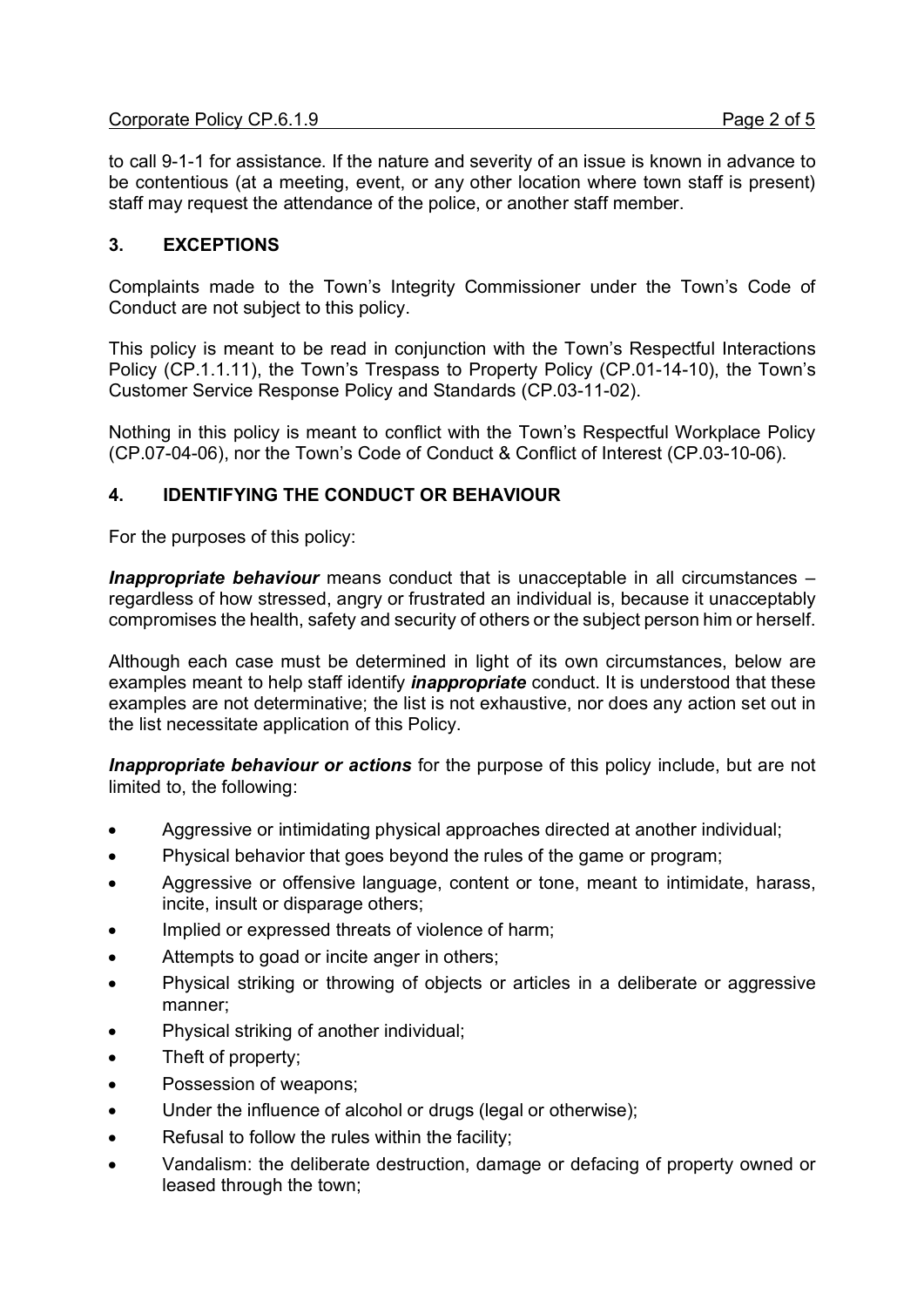to call 9-1-1 for assistance. If the nature and severity of an issue is known in advance to be contentious (at a meeting, event, or any other location where town staff is present) staff may request the attendance of the police, or another staff member.

## 3. EXCEPTIONS

Complaints made to the Town's Integrity Commissioner under the Town's Code of Conduct are not subject to this policy.

This policy is meant to be read in conjunction with the Town's Respectful Interactions Policy (CP.1.1.11), the Town's Trespass to Property Policy (CP.01-14-10), the Town's Customer Service Response Policy and Standards (CP.03-11-02).

Nothing in this policy is meant to conflict with the Town's Respectful Workplace Policy (CP.07-04-06), nor the Town's Code of Conduct & Conflict of Interest (CP.03-10-06).

## 4. IDENTIFYING THE CONDUCT OR BEHAVIOUR

For the purposes of this policy:

***Inappropriate behaviour*** means conduct that is unacceptable in all circumstances – regardless of how stressed, angry or frustrated an individual is, because it unacceptably compromises the health, safety and security of others or the subject person him or herself.

Although each case must be determined in light of its own circumstances, below are examples meant to help staff identify ***inappropriate*** conduct. It is understood that these examples are not determinative; the list is not exhaustive, nor does any action set out in the list necessitate application of this Policy.

***Inappropriate behaviour or actions*** for the purpose of this policy include, but are not limited to, the following:

- Aggressive or intimidating physical approaches directed at another individual;
- Physical behavior that goes beyond the rules of the game or program;
- Aggressive or offensive language, content or tone, meant to intimidate, harass, incite, insult or disparage others;
- Implied or expressed threats of violence of harm;
- Attempts to goad or incite anger in others;
- Physical striking or throwing of objects or articles in a deliberate or aggressive manner;
- Physical striking of another individual;
- Theft of property;
- Possession of weapons;
- Under the influence of alcohol or drugs (legal or otherwise);
- Refusal to follow the rules within the facility;
- Vandalism: the deliberate destruction, damage or defacing of property owned or leased through the town;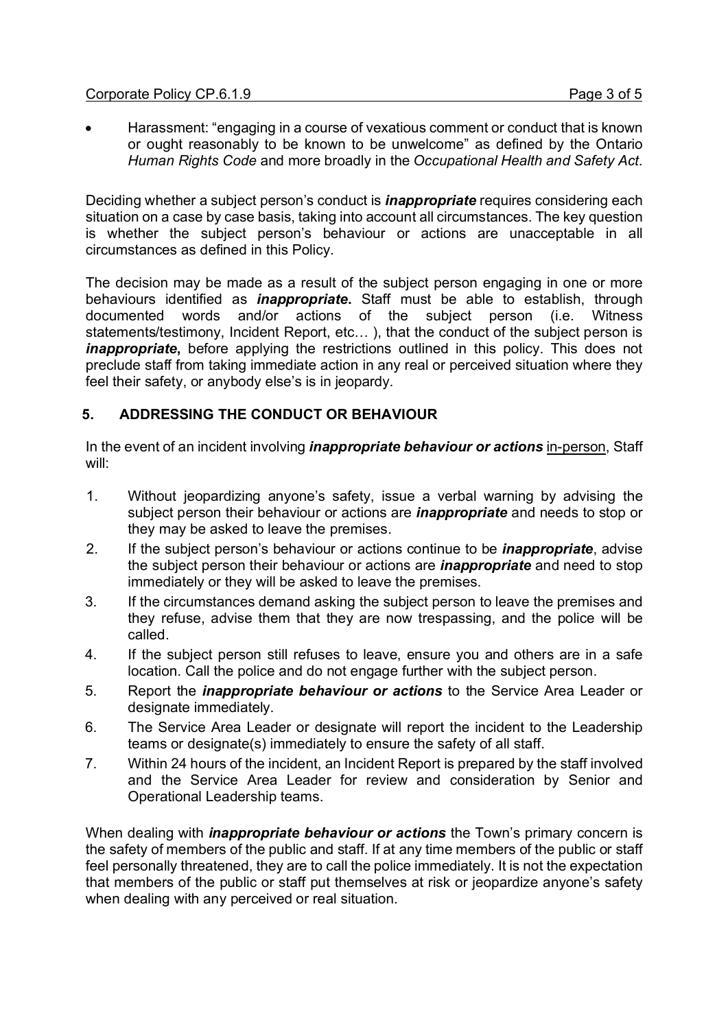- Harassment: "engaging in a course of vexatious comment or conduct that is known or ought reasonably to be known to be unwelcome" as defined by the Ontario *Human Rights Code* and more broadly in the *Occupational Health and Safety Act*.

Deciding whether a subject person's conduct is ***inappropriate*** requires considering each situation on a case by case basis, taking into account all circumstances. The key question is whether the subject person's behaviour or actions are unacceptable in all circumstances as defined in this Policy.

The decision may be made as a result of the subject person engaging in one or more behaviours identified as ***inappropriate*.** Staff must be able to establish, through documented words and/or actions of the subject person (i.e. Witness statements/testimony, Incident Report, etc… ), that the conduct of the subject person is ***inappropriate*,** before applying the restrictions outlined in this policy. This does not preclude staff from taking immediate action in any real or perceived situation where they feel their safety, or anybody else's is in jeopardy.

## 5. ADDRESSING THE CONDUCT OR BEHAVIOUR

In the event of an incident involving ***inappropriate behaviour or actions*** <u>in-person</u>, Staff will:

1. Without jeopardizing anyone's safety, issue a verbal warning by advising the subject person their behaviour or actions are ***inappropriate*** and needs to stop or they may be asked to leave the premises.
2. If the subject person's behaviour or actions continue to be ***inappropriate***, advise the subject person their behaviour or actions are ***inappropriate*** and need to stop immediately or they will be asked to leave the premises.
3. If the circumstances demand asking the subject person to leave the premises and they refuse, advise them that they are now trespassing, and the police will be called.
4. If the subject person still refuses to leave, ensure you and others are in a safe location. Call the police and do not engage further with the subject person.
5. Report the ***inappropriate behaviour or actions*** to the Service Area Leader or designate immediately.
6. The Service Area Leader or designate will report the incident to the Leadership teams or designate(s) immediately to ensure the safety of all staff.
7. Within 24 hours of the incident, an Incident Report is prepared by the staff involved and the Service Area Leader for review and consideration by Senior and Operational Leadership teams.

When dealing with ***inappropriate behaviour or actions*** the Town's primary concern is the safety of members of the public and staff. If at any time members of the public or staff feel personally threatened, they are to call the police immediately. It is not the expectation that members of the public or staff put themselves at risk or jeopardize anyone's safety when dealing with any perceived or real situation.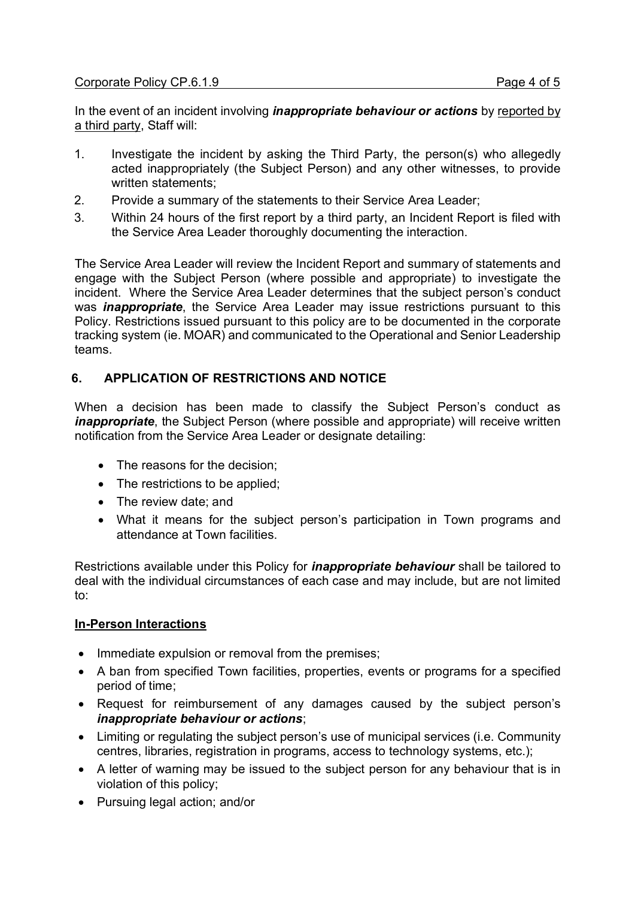In the event of an incident involving ***inappropriate behaviour or actions*** by reported by a third party, Staff will:

1. Investigate the incident by asking the Third Party, the person(s) who allegedly acted inappropriately (the Subject Person) and any other witnesses, to provide written statements;
2. Provide a summary of the statements to their Service Area Leader;
3. Within 24 hours of the first report by a third party, an Incident Report is filed with the Service Area Leader thoroughly documenting the interaction.

The Service Area Leader will review the Incident Report and summary of statements and engage with the Subject Person (where possible and appropriate) to investigate the incident. Where the Service Area Leader determines that the subject person's conduct was ***inappropriate***, the Service Area Leader may issue restrictions pursuant to this Policy. Restrictions issued pursuant to this policy are to be documented in the corporate tracking system (ie. MOAR) and communicated to the Operational and Senior Leadership teams.

## 6. APPLICATION OF RESTRICTIONS AND NOTICE

When a decision has been made to classify the Subject Person's conduct as ***inappropriate***, the Subject Person (where possible and appropriate) will receive written notification from the Service Area Leader or designate detailing:

- The reasons for the decision;
- The restrictions to be applied;
- The review date; and
- What it means for the subject person's participation in Town programs and attendance at Town facilities.

Restrictions available under this Policy for ***inappropriate behaviour*** shall be tailored to deal with the individual circumstances of each case and may include, but are not limited to:

**In-Person Interactions**

- Immediate expulsion or removal from the premises;
- A ban from specified Town facilities, properties, events or programs for a specified period of time;
- Request for reimbursement of any damages caused by the subject person's ***inappropriate behaviour or actions***;
- Limiting or regulating the subject person's use of municipal services (i.e. Community centres, libraries, registration in programs, access to technology systems, etc.);
- A letter of warning may be issued to the subject person for any behaviour that is in violation of this policy;
- Pursuing legal action; and/or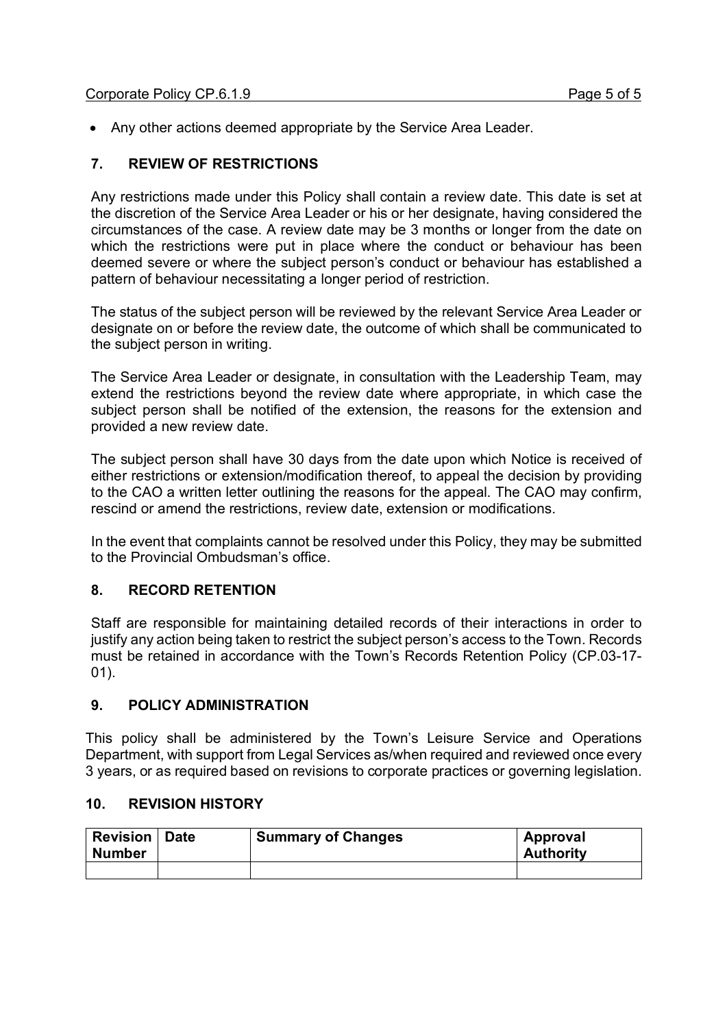- Any other actions deemed appropriate by the Service Area Leader.

## 7. REVIEW OF RESTRICTIONS

Any restrictions made under this Policy shall contain a review date. This date is set at the discretion of the Service Area Leader or his or her designate, having considered the circumstances of the case. A review date may be 3 months or longer from the date on which the restrictions were put in place where the conduct or behaviour has been deemed severe or where the subject person's conduct or behaviour has established a pattern of behaviour necessitating a longer period of restriction.

The status of the subject person will be reviewed by the relevant Service Area Leader or designate on or before the review date, the outcome of which shall be communicated to the subject person in writing.

The Service Area Leader or designate, in consultation with the Leadership Team, may extend the restrictions beyond the review date where appropriate, in which case the subject person shall be notified of the extension, the reasons for the extension and provided a new review date.

The subject person shall have 30 days from the date upon which Notice is received of either restrictions or extension/modification thereof, to appeal the decision by providing to the CAO a written letter outlining the reasons for the appeal. The CAO may confirm, rescind or amend the restrictions, review date, extension or modifications.

In the event that complaints cannot be resolved under this Policy, they may be submitted to the Provincial Ombudsman's office.

## 8. RECORD RETENTION

Staff are responsible for maintaining detailed records of their interactions in order to justify any action being taken to restrict the subject person's access to the Town. Records must be retained in accordance with the Town's Records Retention Policy (CP.03-17-01).

## 9. POLICY ADMINISTRATION

This policy shall be administered by the Town's Leisure Service and Operations Department, with support from Legal Services as/when required and reviewed once every 3 years, or as required based on revisions to corporate practices or governing legislation.

## 10. REVISION HISTORY

| Revision Number | Date | Summary of Changes | Approval Authority |
|---|---|---|---|
| | | | |